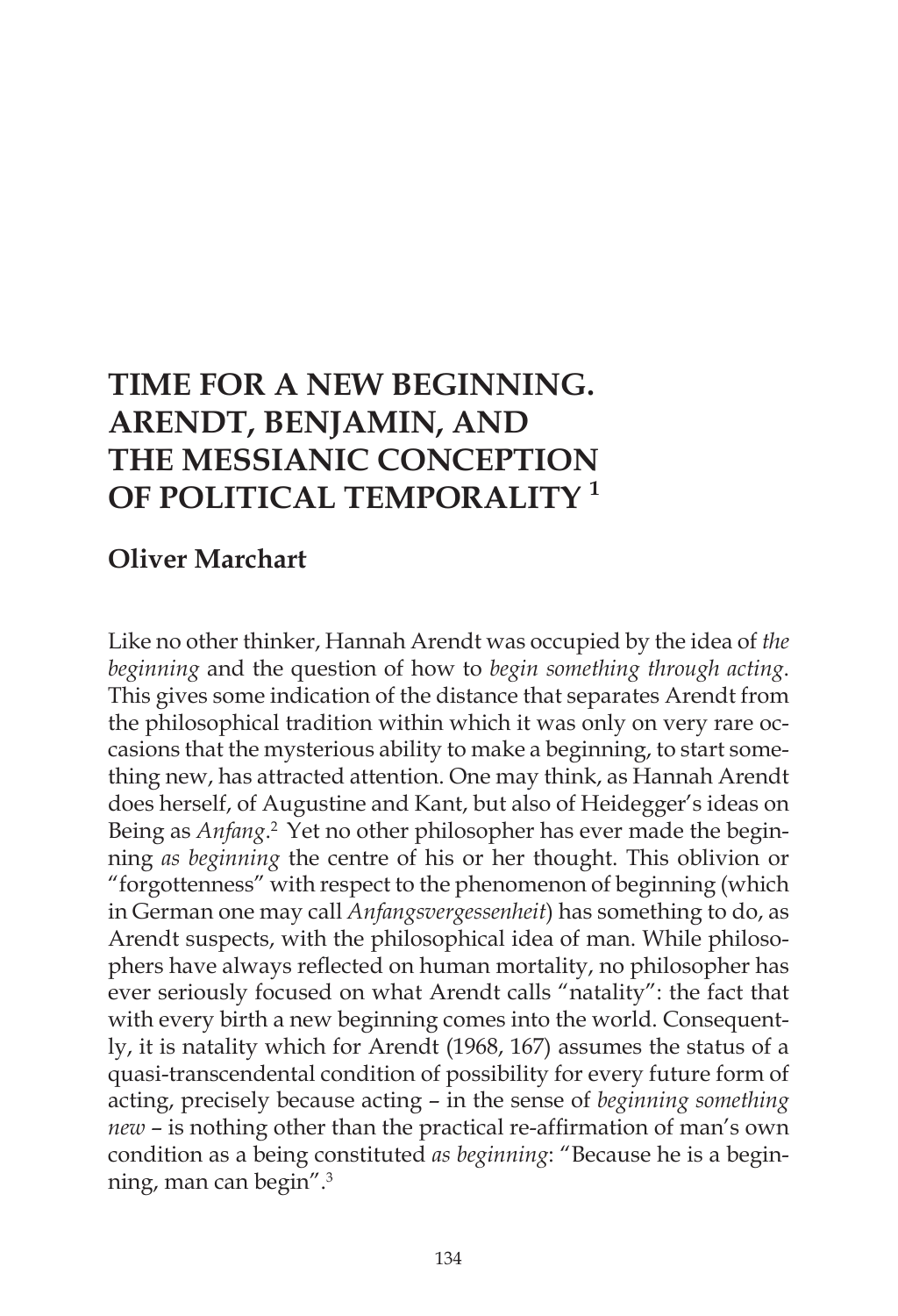# TIME FOR A NEW BEGINNING. ARENDT, BENJAMIN, AND THE MESSIANIC CONCEPTION OF POLITICAL TEMPORALITY [1]

**Oliver Marchart**

Like no other thinker, Hannah Arendt was occupied by the idea of *the beginning* and the question of how to *begin something through acting*. This gives some indication of the distance that separates Arendt from the philosophical tradition within which it was only on very rare occasions that the mysterious ability to make a beginning, to start something new, has attracted attention. One may think, as Hannah Arendt does herself, of Augustine and Kant, but also of Heidegger's ideas on Being as *Anfang*.[2] Yet no other philosopher has ever made the beginning *as beginning* the centre of his or her thought. This oblivion or "forgottenness" with respect to the phenomenon of beginning (which in German one may call *Anfangsvergessenheit*) has something to do, as Arendt suspects, with the philosophical idea of man. While philosophers have always reflected on human mortality, no philosopher has ever seriously focused on what Arendt calls "natality": the fact that with every birth a new beginning comes into the world. Consequently, it is natality which for Arendt (1968, 167) assumes the status of a quasi-transcendental condition of possibility for every future form of acting, precisely because acting – in the sense of *beginning something new* – is nothing other than the practical re-affirmation of man's own condition as a being constituted *as beginning*: "Because he is a beginning, man can begin".[3]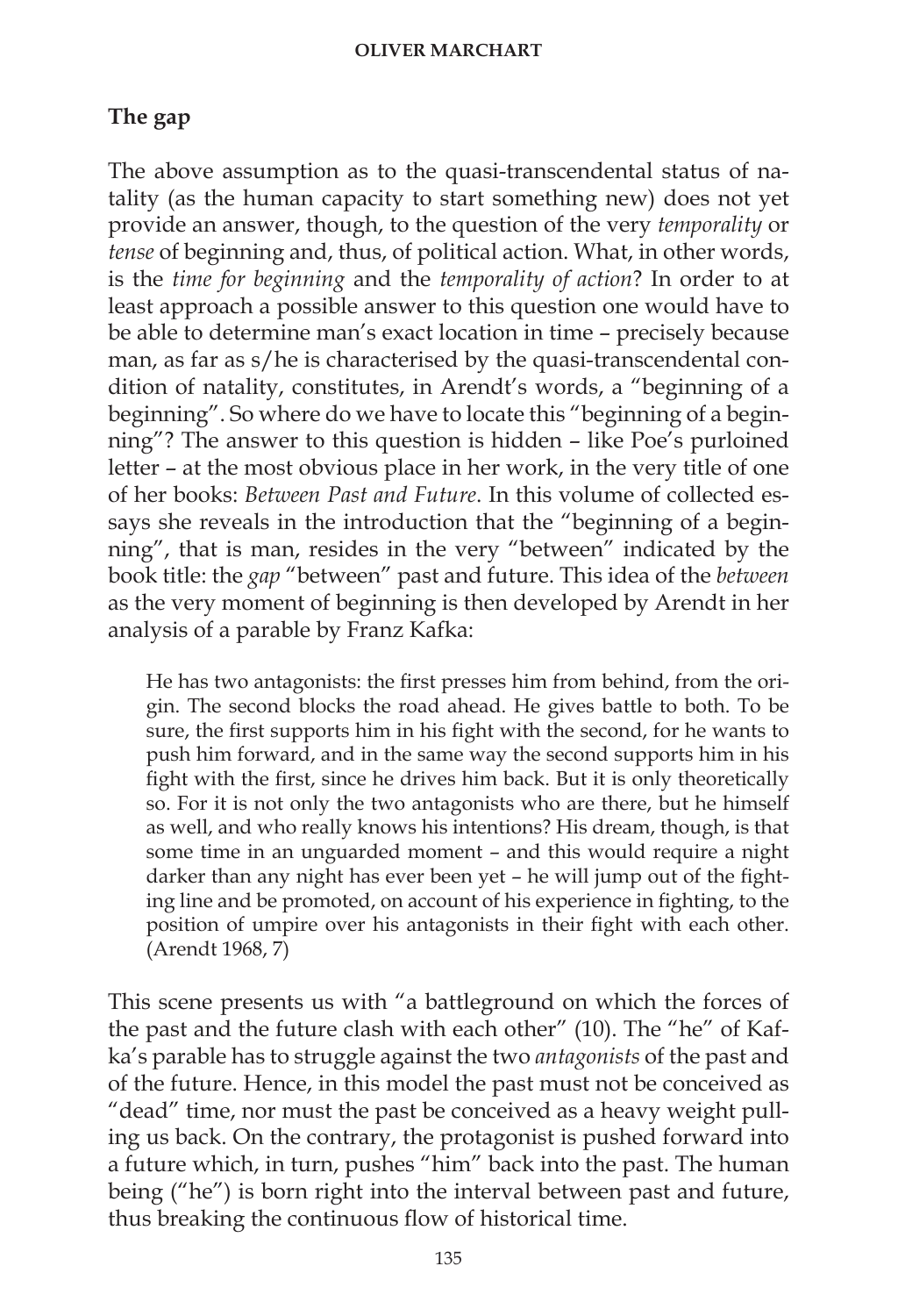## The gap

The above assumption as to the quasi-transcendental status of natality (as the human capacity to start something new) does not yet provide an answer, though, to the question of the very *temporality* or *tense* of beginning and, thus, of political action. What, in other words, is the *time for beginning* and the *temporality of action*? In order to at least approach a possible answer to this question one would have to be able to determine man's exact location in time – precisely because man, as far as s/he is characterised by the quasi-transcendental condition of natality, constitutes, in Arendt's words, a "beginning of a beginning". So where do we have to locate this "beginning of a beginning"? The answer to this question is hidden – like Poe's purloined letter – at the most obvious place in her work, in the very title of one of her books: *Between Past and Future*. In this volume of collected essays she reveals in the introduction that the "beginning of a beginning", that is man, resides in the very "between" indicated by the book title: the *gap* "between" past and future. This idea of the *between* as the very moment of beginning is then developed by Arendt in her analysis of a parable by Franz Kafka:

> He has two antagonists: the first presses him from behind, from the origin. The second blocks the road ahead. He gives battle to both. To be sure, the first supports him in his fight with the second, for he wants to push him forward, and in the same way the second supports him in his fight with the first, since he drives him back. But it is only theoretically so. For it is not only the two antagonists who are there, but he himself as well, and who really knows his intentions? His dream, though, is that some time in an unguarded moment – and this would require a night darker than any night has ever been yet – he will jump out of the fighting line and be promoted, on account of his experience in fighting, to the position of umpire over his antagonists in their fight with each other. (Arendt 1968, 7)

This scene presents us with "a battleground on which the forces of the past and the future clash with each other" (10). The "he" of Kafka's parable has to struggle against the two *antagonists* of the past and of the future. Hence, in this model the past must not be conceived as "dead" time, nor must the past be conceived as a heavy weight pulling us back. On the contrary, the protagonist is pushed forward into a future which, in turn, pushes "him" back into the past. The human being ("he") is born right into the interval between past and future, thus breaking the continuous flow of historical time.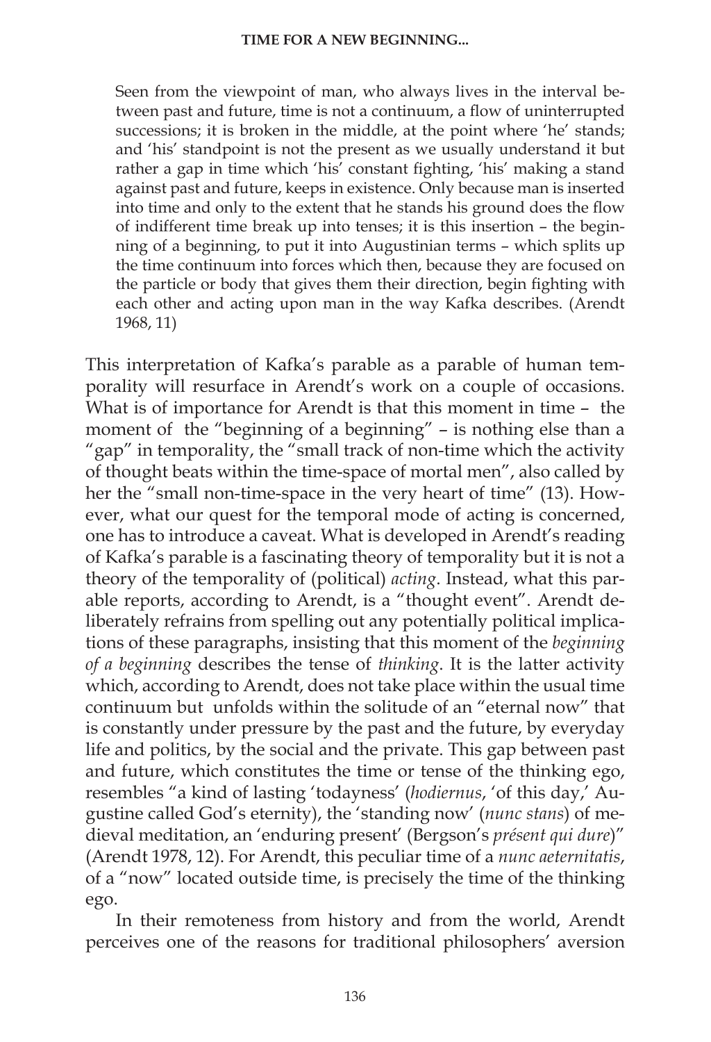> Seen from the viewpoint of man, who always lives in the interval between past and future, time is not a continuum, a flow of uninterrupted successions; it is broken in the middle, at the point where 'he' stands; and 'his' standpoint is not the present as we usually understand it but rather a gap in time which 'his' constant fighting, 'his' making a stand against past and future, keeps in existence. Only because man is inserted into time and only to the extent that he stands his ground does the flow of indifferent time break up into tenses; it is this insertion – the beginning of a beginning, to put it into Augustinian terms – which splits up the time continuum into forces which then, because they are focused on the particle or body that gives them their direction, begin fighting with each other and acting upon man in the way Kafka describes. (Arendt 1968, 11)

This interpretation of Kafka's parable as a parable of human temporality will resurface in Arendt's work on a couple of occasions. What is of importance for Arendt is that this moment in time – the moment of the "beginning of a beginning" – is nothing else than a "gap" in temporality, the "small track of non-time which the activity of thought beats within the time-space of mortal men", also called by her the "small non-time-space in the very heart of time" (13). However, what our quest for the temporal mode of acting is concerned, one has to introduce a caveat. What is developed in Arendt's reading of Kafka's parable is a fascinating theory of temporality but it is not a theory of the temporality of (political) *acting*. Instead, what this parable reports, according to Arendt, is a "thought event". Arendt deliberately refrains from spelling out any potentially political implications of these paragraphs, insisting that this moment of the *beginning of a beginning* describes the tense of *thinking*. It is the latter activity which, according to Arendt, does not take place within the usual time continuum but unfolds within the solitude of an "eternal now" that is constantly under pressure by the past and the future, by everyday life and politics, by the social and the private. This gap between past and future, which constitutes the time or tense of the thinking ego, resembles "a kind of lasting 'todayness' (*hodiernus*, 'of this day,' Augustine called God's eternity), the 'standing now' (*nunc stans*) of medieval meditation, an 'enduring present' (Bergson's *présent qui dure*)" (Arendt 1978, 12). For Arendt, this peculiar time of a *nunc aeternitatis*, of a "now" located outside time, is precisely the time of the thinking ego.

In their remoteness from history and from the world, Arendt perceives one of the reasons for traditional philosophers' aversion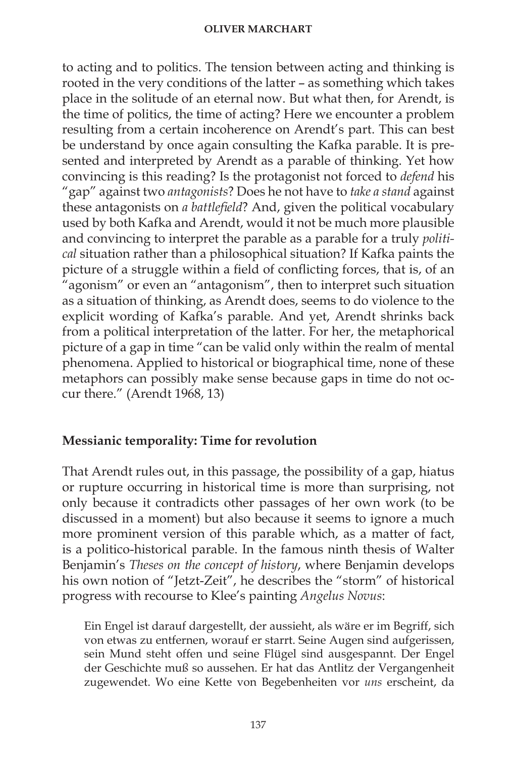to acting and to politics. The tension between acting and thinking is rooted in the very conditions of the latter – as something which takes place in the solitude of an eternal now. But what then, for Arendt, is the time of politics, the time of acting? Here we encounter a problem resulting from a certain incoherence on Arendt's part. This can best be understand by once again consulting the Kafka parable. It is presented and interpreted by Arendt as a parable of thinking. Yet how convincing is this reading? Is the protagonist not forced to *defend* his "gap" against two *antagonists*? Does he not have to *take a stand* against these antagonists on *a battlefield*? And, given the political vocabulary used by both Kafka and Arendt, would it not be much more plausible and convincing to interpret the parable as a parable for a truly *political* situation rather than a philosophical situation? If Kafka paints the picture of a struggle within a field of conflicting forces, that is, of an "agonism" or even an "antagonism", then to interpret such situation as a situation of thinking, as Arendt does, seems to do violence to the explicit wording of Kafka's parable. And yet, Arendt shrinks back from a political interpretation of the latter. For her, the metaphorical picture of a gap in time "can be valid only within the realm of mental phenomena. Applied to historical or biographical time, none of these metaphors can possibly make sense because gaps in time do not occur there." (Arendt 1968, 13)

## Messianic temporality: Time for revolution

That Arendt rules out, in this passage, the possibility of a gap, hiatus or rupture occurring in historical time is more than surprising, not only because it contradicts other passages of her own work (to be discussed in a moment) but also because it seems to ignore a much more prominent version of this parable which, as a matter of fact, is a politico-historical parable. In the famous ninth thesis of Walter Benjamin's *Theses on the concept of history*, where Benjamin develops his own notion of "Jetzt-Zeit", he describes the "storm" of historical progress with recourse to Klee's painting *Angelus Novus*:

> Ein Engel ist darauf dargestellt, der aussieht, als wäre er im Begriff, sich von etwas zu entfernen, worauf er starrt. Seine Augen sind aufgerissen, sein Mund steht offen und seine Flügel sind ausgespannt. Der Engel der Geschichte muß so aussehen. Er hat das Antlitz der Vergangenheit zugewendet. Wo eine Kette von Begebenheiten vor *uns* erscheint, da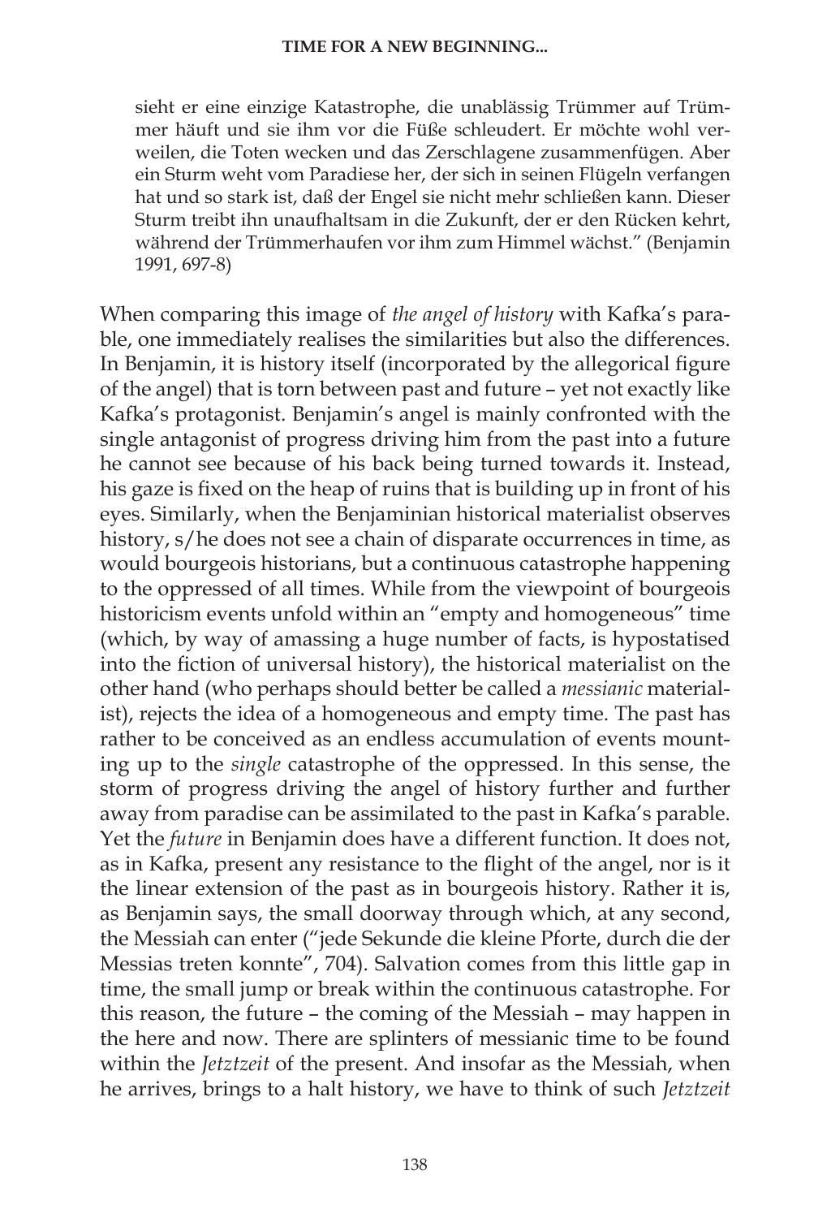> sieht er eine einzige Katastrophe, die unablässig Trümmer auf Trümmer häuft und sie ihm vor die Füße schleudert. Er möchte wohl verweilen, die Toten wecken und das Zerschlagene zusammenfügen. Aber ein Sturm weht vom Paradiese her, der sich in seinen Flügeln verfangen hat und so stark ist, daß der Engel sie nicht mehr schließen kann. Dieser Sturm treibt ihn unaufhaltsam in die Zukunft, der er den Rücken kehrt, während der Trümmerhaufen vor ihm zum Himmel wächst." (Benjamin 1991, 697-8)

When comparing this image of *the angel of history* with Kafka's parable, one immediately realises the similarities but also the differences. In Benjamin, it is history itself (incorporated by the allegorical figure of the angel) that is torn between past and future – yet not exactly like Kafka's protagonist. Benjamin's angel is mainly confronted with the single antagonist of progress driving him from the past into a future he cannot see because of his back being turned towards it. Instead, his gaze is fixed on the heap of ruins that is building up in front of his eyes. Similarly, when the Benjaminian historical materialist observes history, s/he does not see a chain of disparate occurrences in time, as would bourgeois historians, but a continuous catastrophe happening to the oppressed of all times. While from the viewpoint of bourgeois historicism events unfold within an "empty and homogeneous" time (which, by way of amassing a huge number of facts, is hypostatised into the fiction of universal history), the historical materialist on the other hand (who perhaps should better be called a *messianic* materialist), rejects the idea of a homogeneous and empty time. The past has rather to be conceived as an endless accumulation of events mounting up to the *single* catastrophe of the oppressed. In this sense, the storm of progress driving the angel of history further and further away from paradise can be assimilated to the past in Kafka's parable. Yet the *future* in Benjamin does have a different function. It does not, as in Kafka, present any resistance to the flight of the angel, nor is it the linear extension of the past as in bourgeois history. Rather it is, as Benjamin says, the small doorway through which, at any second, the Messiah can enter ("jede Sekunde die kleine Pforte, durch die der Messias treten konnte", 704). Salvation comes from this little gap in time, the small jump or break within the continuous catastrophe. For this reason, the future – the coming of the Messiah – may happen in the here and now. There are splinters of messianic time to be found within the *Jetztzeit* of the present. And insofar as the Messiah, when he arrives, brings to a halt history, we have to think of such *Jetztzeit*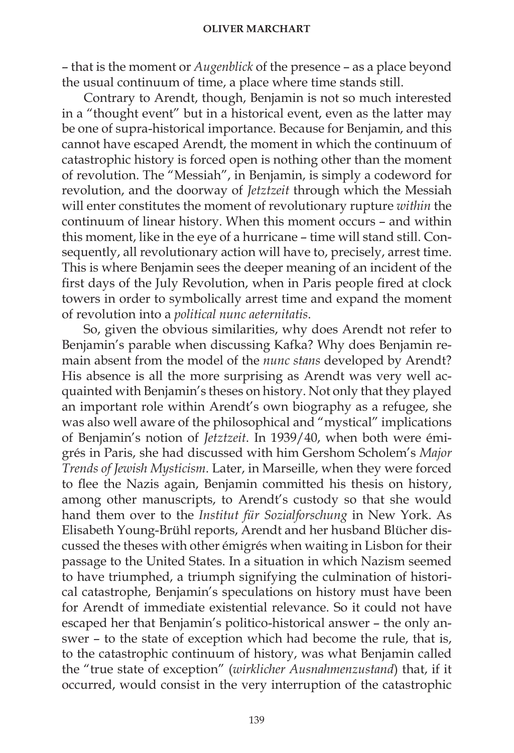– that is the moment or *Augenblick* of the presence – as a place beyond the usual continuum of time, a place where time stands still.

Contrary to Arendt, though, Benjamin is not so much interested in a "thought event" but in a historical event, even as the latter may be one of supra-historical importance. Because for Benjamin, and this cannot have escaped Arendt, the moment in which the continuum of catastrophic history is forced open is nothing other than the moment of revolution. The "Messiah", in Benjamin, is simply a codeword for revolution, and the doorway of *Jetztzeit* through which the Messiah will enter constitutes the moment of revolutionary rupture *within* the continuum of linear history. When this moment occurs – and within this moment, like in the eye of a hurricane – time will stand still. Consequently, all revolutionary action will have to, precisely, arrest time. This is where Benjamin sees the deeper meaning of an incident of the first days of the July Revolution, when in Paris people fired at clock towers in order to symbolically arrest time and expand the moment of revolution into a *political nunc aeternitatis*.

So, given the obvious similarities, why does Arendt not refer to Benjamin's parable when discussing Kafka? Why does Benjamin remain absent from the model of the *nunc stans* developed by Arendt? His absence is all the more surprising as Arendt was very well acquainted with Benjamin's theses on history. Not only that they played an important role within Arendt's own biography as a refugee, she was also well aware of the philosophical and "mystical" implications of Benjamin's notion of *Jetztzeit*. In 1939/40, when both were émigrés in Paris, she had discussed with him Gershom Scholem's *Major Trends of Jewish Mysticism*. Later, in Marseille, when they were forced to flee the Nazis again, Benjamin committed his thesis on history, among other manuscripts, to Arendt's custody so that she would hand them over to the *Institut für Sozialforschung* in New York. As Elisabeth Young-Brühl reports, Arendt and her husband Blücher discussed the theses with other émigrés when waiting in Lisbon for their passage to the United States. In a situation in which Nazism seemed to have triumphed, a triumph signifying the culmination of historical catastrophe, Benjamin's speculations on history must have been for Arendt of immediate existential relevance. So it could not have escaped her that Benjamin's politico-historical answer – the only answer – to the state of exception which had become the rule, that is, to the catastrophic continuum of history, was what Benjamin called the "true state of exception" (*wirklicher Ausnahmenzustand*) that, if it occurred, would consist in the very interruption of the catastrophic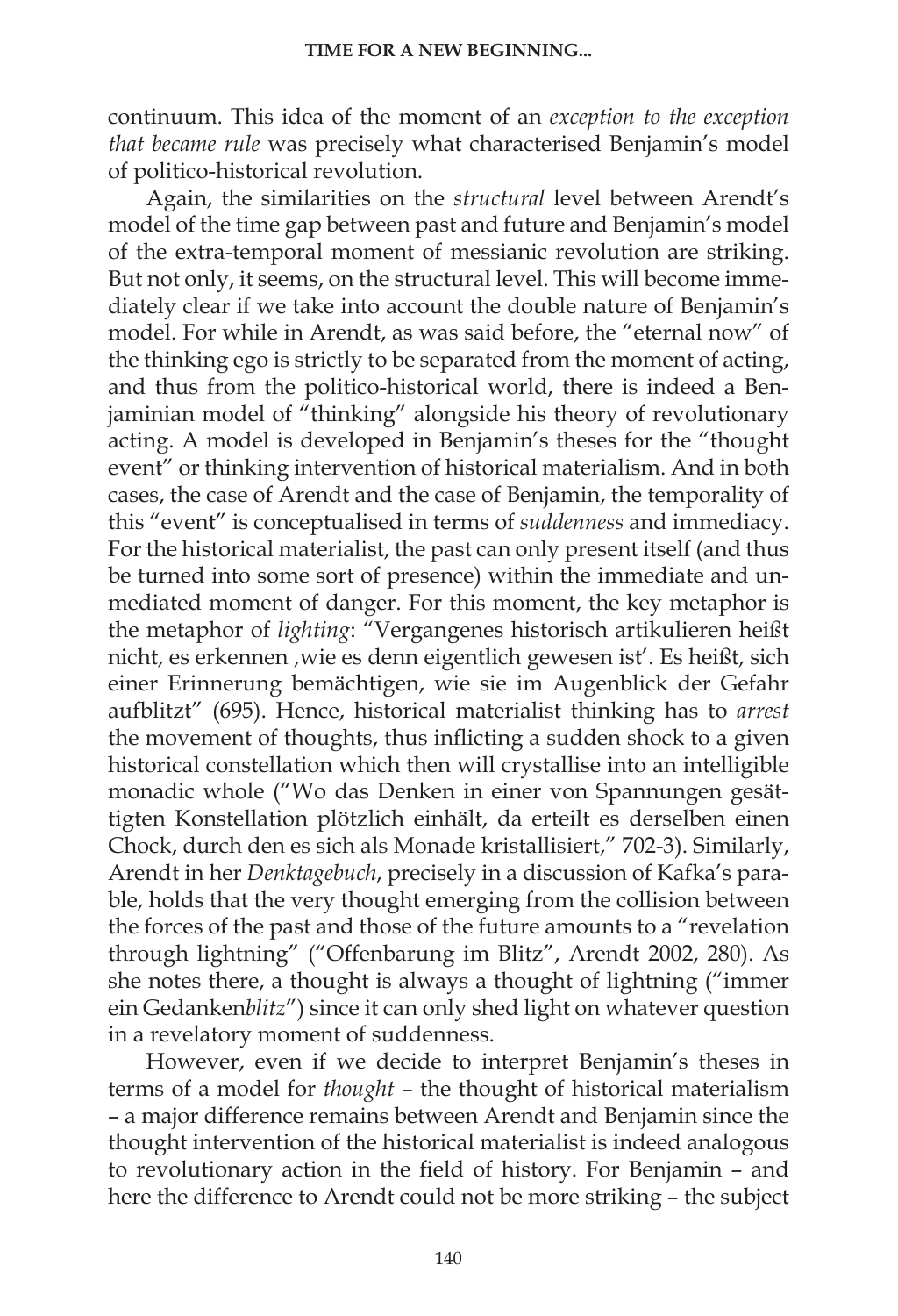continuum. This idea of the moment of an *exception to the exception that became rule* was precisely what characterised Benjamin's model of politico-historical revolution.

Again, the similarities on the *structural* level between Arendt's model of the time gap between past and future and Benjamin's model of the extra-temporal moment of messianic revolution are striking. But not only, it seems, on the structural level. This will become immediately clear if we take into account the double nature of Benjamin's model. For while in Arendt, as was said before, the "eternal now" of the thinking ego is strictly to be separated from the moment of acting, and thus from the politico-historical world, there is indeed a Benjaminian model of "thinking" alongside his theory of revolutionary acting. A model is developed in Benjamin's theses for the "thought event" or thinking intervention of historical materialism. And in both cases, the case of Arendt and the case of Benjamin, the temporality of this "event" is conceptualised in terms of *suddenness* and immediacy. For the historical materialist, the past can only present itself (and thus be turned into some sort of presence) within the immediate and unmediated moment of danger. For this moment, the key metaphor is the metaphor of *lighting*: "Vergangenes historisch artikulieren heißt nicht, es erkennen ‚wie es denn eigentlich gewesen ist'. Es heißt, sich einer Erinnerung bemächtigen, wie sie im Augenblick der Gefahr aufblitzt" (695). Hence, historical materialist thinking has to *arrest* the movement of thoughts, thus inflicting a sudden shock to a given historical constellation which then will crystallise into an intelligible monadic whole ("Wo das Denken in einer von Spannungen gesättigten Konstellation plötzlich einhält, da erteilt es derselben einen Chock, durch den es sich als Monade kristallisiert," 702-3). Similarly, Arendt in her *Denktagebuch*, precisely in a discussion of Kafka's parable, holds that the very thought emerging from the collision between the forces of the past and those of the future amounts to a "revelation through lightning" ("Offenbarung im Blitz", Arendt 2002, 280). As she notes there, a thought is always a thought of lightning ("immer ein Gedanken*blitz*") since it can only shed light on whatever question in a revelatory moment of suddenness.

However, even if we decide to interpret Benjamin's theses in terms of a model for *thought* – the thought of historical materialism – a major difference remains between Arendt and Benjamin since the thought intervention of the historical materialist is indeed analogous to revolutionary action in the field of history. For Benjamin – and here the difference to Arendt could not be more striking – the subject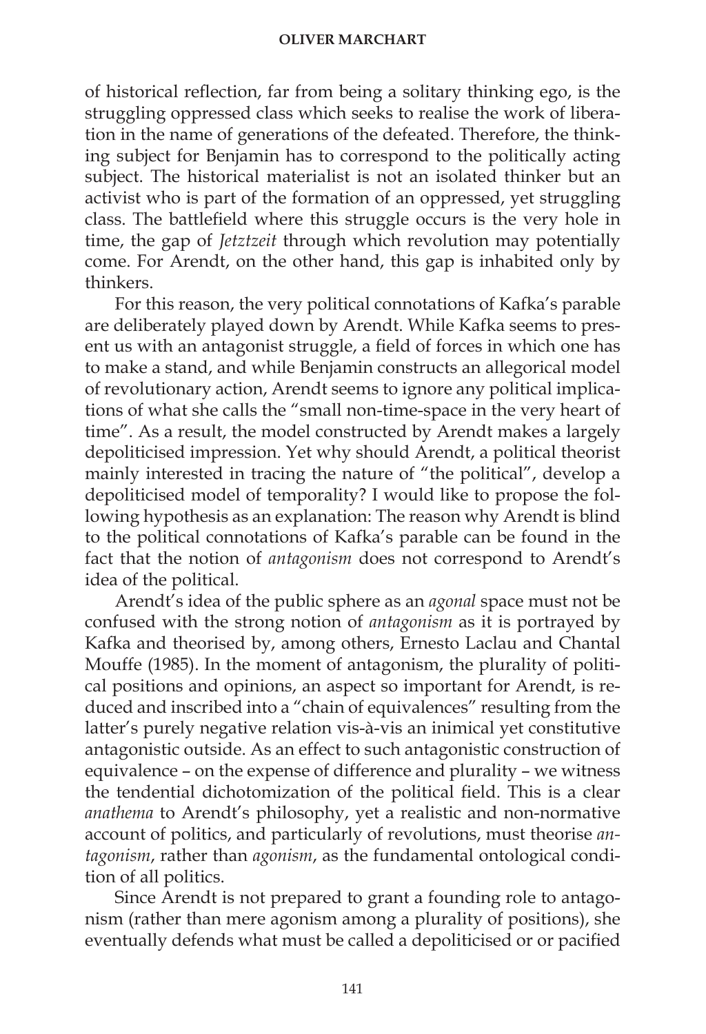of historical reflection, far from being a solitary thinking ego, is the struggling oppressed class which seeks to realise the work of liberation in the name of generations of the defeated. Therefore, the thinking subject for Benjamin has to correspond to the politically acting subject. The historical materialist is not an isolated thinker but an activist who is part of the formation of an oppressed, yet struggling class. The battlefield where this struggle occurs is the very hole in time, the gap of *Jetztzeit* through which revolution may potentially come. For Arendt, on the other hand, this gap is inhabited only by thinkers.

For this reason, the very political connotations of Kafka's parable are deliberately played down by Arendt. While Kafka seems to present us with an antagonist struggle, a field of forces in which one has to make a stand, and while Benjamin constructs an allegorical model of revolutionary action, Arendt seems to ignore any political implications of what she calls the "small non-time-space in the very heart of time". As a result, the model constructed by Arendt makes a largely depoliticised impression. Yet why should Arendt, a political theorist mainly interested in tracing the nature of "the political", develop a depoliticised model of temporality? I would like to propose the following hypothesis as an explanation: The reason why Arendt is blind to the political connotations of Kafka's parable can be found in the fact that the notion of *antagonism* does not correspond to Arendt's idea of the political.

Arendt's idea of the public sphere as an *agonal* space must not be confused with the strong notion of *antagonism* as it is portrayed by Kafka and theorised by, among others, Ernesto Laclau and Chantal Mouffe (1985). In the moment of antagonism, the plurality of political positions and opinions, an aspect so important for Arendt, is reduced and inscribed into a "chain of equivalences" resulting from the latter's purely negative relation vis-à-vis an inimical yet constitutive antagonistic outside. As an effect to such antagonistic construction of equivalence – on the expense of difference and plurality – we witness the tendential dichotomization of the political field. This is a clear *anathema* to Arendt's philosophy, yet a realistic and non-normative account of politics, and particularly of revolutions, must theorise *antagonism*, rather than *agonism*, as the fundamental ontological condition of all politics.

Since Arendt is not prepared to grant a founding role to antagonism (rather than mere agonism among a plurality of positions), she eventually defends what must be called a depoliticised or or pacified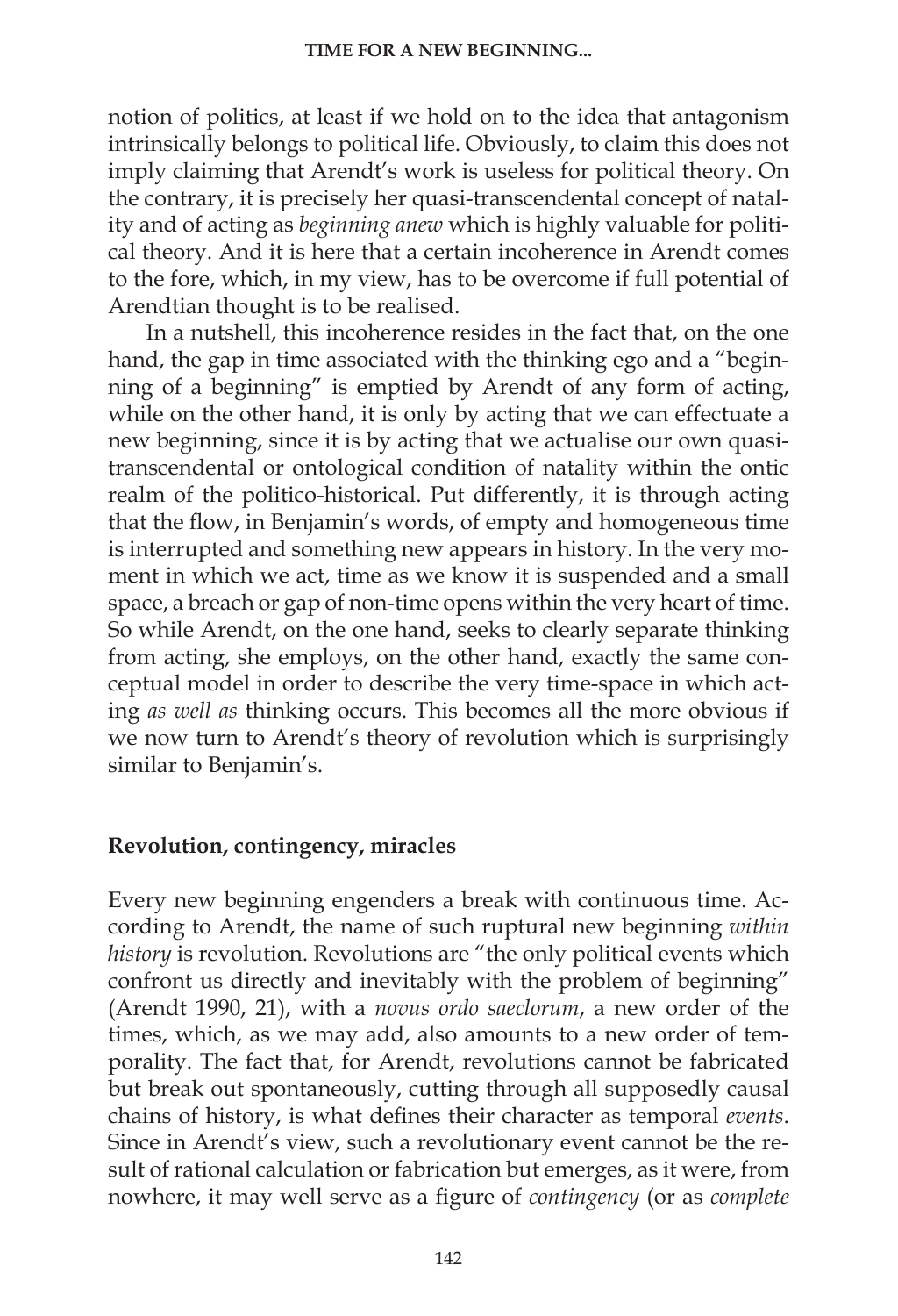notion of politics, at least if we hold on to the idea that antagonism intrinsically belongs to political life. Obviously, to claim this does not imply claiming that Arendt's work is useless for political theory. On the contrary, it is precisely her quasi-transcendental concept of natality and of acting as *beginning anew* which is highly valuable for political theory. And it is here that a certain incoherence in Arendt comes to the fore, which, in my view, has to be overcome if full potential of Arendtian thought is to be realised.

In a nutshell, this incoherence resides in the fact that, on the one hand, the gap in time associated with the thinking ego and a "beginning of a beginning" is emptied by Arendt of any form of acting, while on the other hand, it is only by acting that we can effectuate a new beginning, since it is by acting that we actualise our own quasi-transcendental or ontological condition of natality within the ontic realm of the politico-historical. Put differently, it is through acting that the flow, in Benjamin's words, of empty and homogeneous time is interrupted and something new appears in history. In the very moment in which we act, time as we know it is suspended and a small space, a breach or gap of non-time opens within the very heart of time. So while Arendt, on the one hand, seeks to clearly separate thinking from acting, she employs, on the other hand, exactly the same conceptual model in order to describe the very time-space in which acting *as well as* thinking occurs. This becomes all the more obvious if we now turn to Arendt's theory of revolution which is surprisingly similar to Benjamin's.

## Revolution, contingency, miracles

Every new beginning engenders a break with continuous time. According to Arendt, the name of such ruptural new beginning *within history* is revolution. Revolutions are "the only political events which confront us directly and inevitably with the problem of beginning" (Arendt 1990, 21), with a *novus ordo saeclorum*, a new order of the times, which, as we may add, also amounts to a new order of temporality. The fact that, for Arendt, revolutions cannot be fabricated but break out spontaneously, cutting through all supposedly causal chains of history, is what defines their character as temporal *events*. Since in Arendt's view, such a revolutionary event cannot be the result of rational calculation or fabrication but emerges, as it were, from nowhere, it may well serve as a figure of *contingency* (or as *complete*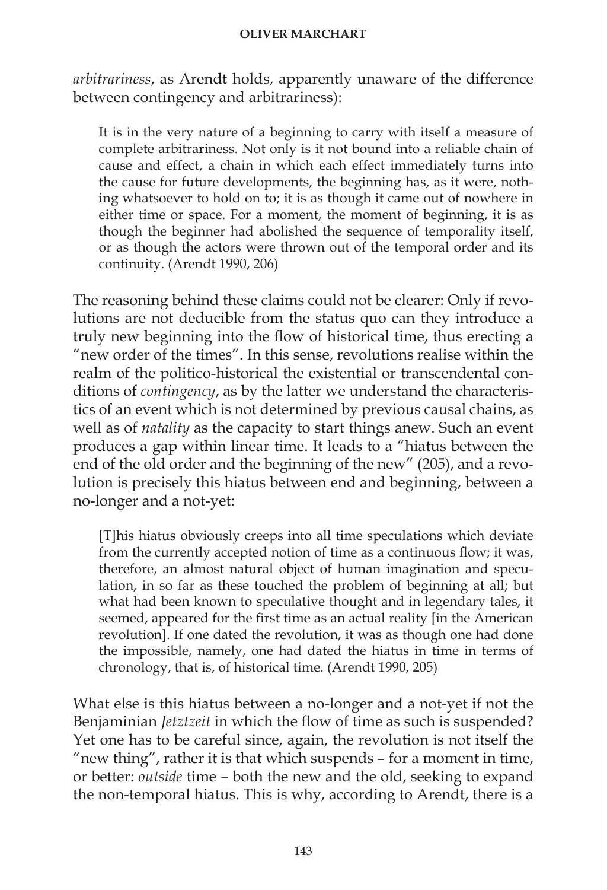*arbitrariness*, as Arendt holds, apparently unaware of the difference between contingency and arbitrariness):

> It is in the very nature of a beginning to carry with itself a measure of complete arbitrariness. Not only is it not bound into a reliable chain of cause and effect, a chain in which each effect immediately turns into the cause for future developments, the beginning has, as it were, nothing whatsoever to hold on to; it is as though it came out of nowhere in either time or space. For a moment, the moment of beginning, it is as though the beginner had abolished the sequence of temporality itself, or as though the actors were thrown out of the temporal order and its continuity. (Arendt 1990, 206)

The reasoning behind these claims could not be clearer: Only if revolutions are not deducible from the status quo can they introduce a truly new beginning into the flow of historical time, thus erecting a "new order of the times". In this sense, revolutions realise within the realm of the politico-historical the existential or transcendental conditions of *contingency*, as by the latter we understand the characteristics of an event which is not determined by previous causal chains, as well as of *natality* as the capacity to start things anew. Such an event produces a gap within linear time. It leads to a "hiatus between the end of the old order and the beginning of the new" (205), and a revolution is precisely this hiatus between end and beginning, between a no-longer and a not-yet:

> [T]his hiatus obviously creeps into all time speculations which deviate from the currently accepted notion of time as a continuous flow; it was, therefore, an almost natural object of human imagination and speculation, in so far as these touched the problem of beginning at all; but what had been known to speculative thought and in legendary tales, it seemed, appeared for the first time as an actual reality [in the American revolution]. If one dated the revolution, it was as though one had done the impossible, namely, one had dated the hiatus in time in terms of chronology, that is, of historical time. (Arendt 1990, 205)

What else is this hiatus between a no-longer and a not-yet if not the Benjaminian *Jetztzeit* in which the flow of time as such is suspended? Yet one has to be careful since, again, the revolution is not itself the "new thing", rather it is that which suspends – for a moment in time, or better: *outside* time – both the new and the old, seeking to expand the non-temporal hiatus. This is why, according to Arendt, there is a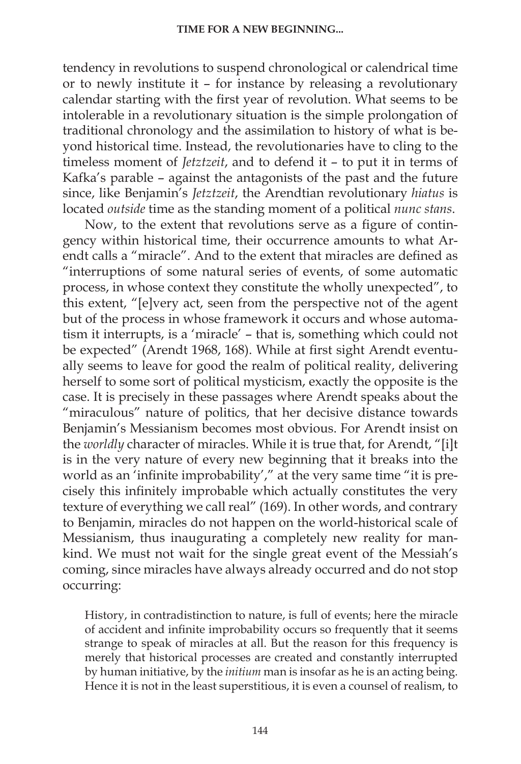tendency in revolutions to suspend chronological or calendrical time or to newly institute it – for instance by releasing a revolutionary calendar starting with the first year of revolution. What seems to be intolerable in a revolutionary situation is the simple prolongation of traditional chronology and the assimilation to history of what is beyond historical time. Instead, the revolutionaries have to cling to the timeless moment of *Jetztzeit*, and to defend it – to put it in terms of Kafka's parable – against the antagonists of the past and the future since, like Benjamin's *Jetztzeit*, the Arendtian revolutionary *hiatus* is located *outside* time as the standing moment of a political *nunc stans*.

Now, to the extent that revolutions serve as a figure of contingency within historical time, their occurrence amounts to what Arendt calls a "miracle". And to the extent that miracles are defined as "interruptions of some natural series of events, of some automatic process, in whose context they constitute the wholly unexpected", to this extent, "[e]very act, seen from the perspective not of the agent but of the process in whose framework it occurs and whose automatism it interrupts, is a 'miracle' – that is, something which could not be expected" (Arendt 1968, 168). While at first sight Arendt eventually seems to leave for good the realm of political reality, delivering herself to some sort of political mysticism, exactly the opposite is the case. It is precisely in these passages where Arendt speaks about the "miraculous" nature of politics, that her decisive distance towards Benjamin's Messianism becomes most obvious. For Arendt insist on the *worldly* character of miracles. While it is true that, for Arendt, "[i]t is in the very nature of every new beginning that it breaks into the world as an 'infinite improbability'," at the very same time "it is precisely this infinitely improbable which actually constitutes the very texture of everything we call real" (169). In other words, and contrary to Benjamin, miracles do not happen on the world-historical scale of Messianism, thus inaugurating a completely new reality for mankind. We must not wait for the single great event of the Messiah's coming, since miracles have always already occurred and do not stop occurring:

> History, in contradistinction to nature, is full of events; here the miracle of accident and infinite improbability occurs so frequently that it seems strange to speak of miracles at all. But the reason for this frequency is merely that historical processes are created and constantly interrupted by human initiative, by the *initium* man is insofar as he is an acting being. Hence it is not in the least superstitious, it is even a counsel of realism, to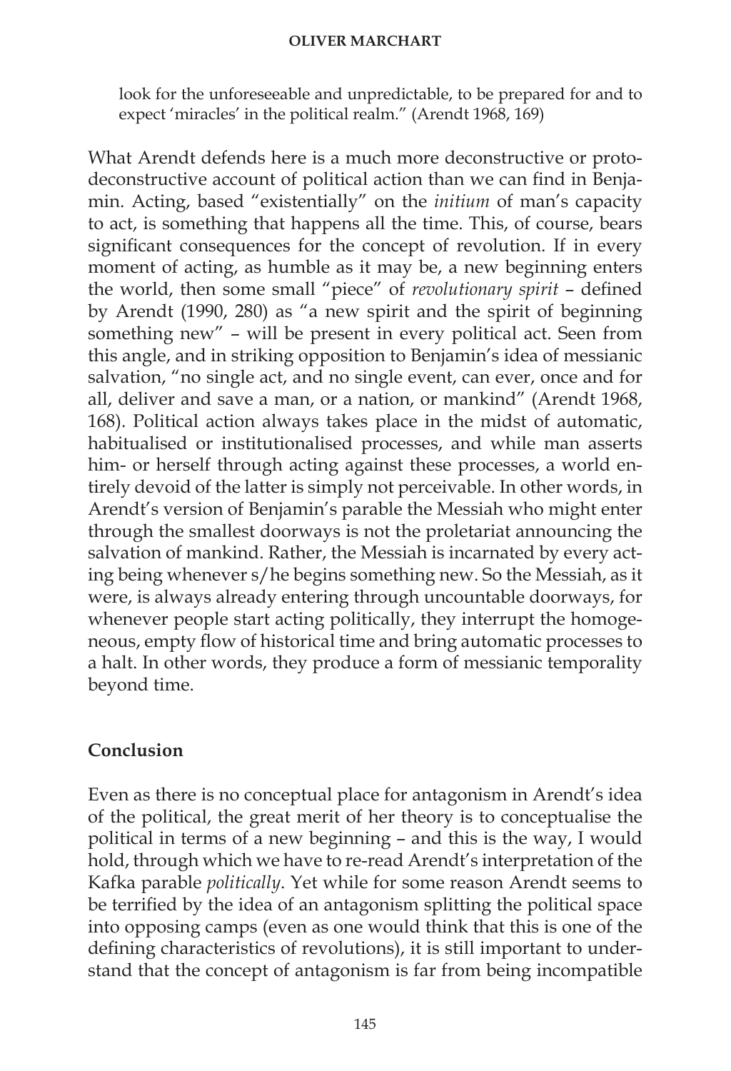look for the unforeseeable and unpredictable, to be prepared for and to expect 'miracles' in the political realm." (Arendt 1968, 169)

What Arendt defends here is a much more deconstructive or proto-deconstructive account of political action than we can find in Benjamin. Acting, based "existentially" on the *initium* of man's capacity to act, is something that happens all the time. This, of course, bears significant consequences for the concept of revolution. If in every moment of acting, as humble as it may be, a new beginning enters the world, then some small "piece" of *revolutionary spirit* – defined by Arendt (1990, 280) as "a new spirit and the spirit of beginning something new" – will be present in every political act. Seen from this angle, and in striking opposition to Benjamin's idea of messianic salvation, "no single act, and no single event, can ever, once and for all, deliver and save a man, or a nation, or mankind" (Arendt 1968, 168). Political action always takes place in the midst of automatic, habitualised or institutionalised processes, and while man asserts him- or herself through acting against these processes, a world entirely devoid of the latter is simply not perceivable. In other words, in Arendt's version of Benjamin's parable the Messiah who might enter through the smallest doorways is not the proletariat announcing the salvation of mankind. Rather, the Messiah is incarnated by every acting being whenever s/he begins something new. So the Messiah, as it were, is always already entering through uncountable doorways, for whenever people start acting politically, they interrupt the homogeneous, empty flow of historical time and bring automatic processes to a halt. In other words, they produce a form of messianic temporality beyond time.

## Conclusion

Even as there is no conceptual place for antagonism in Arendt's idea of the political, the great merit of her theory is to conceptualise the political in terms of a new beginning – and this is the way, I would hold, through which we have to re-read Arendt's interpretation of the Kafka parable *politically*. Yet while for some reason Arendt seems to be terrified by the idea of an antagonism splitting the political space into opposing camps (even as one would think that this is one of the defining characteristics of revolutions), it is still important to understand that the concept of antagonism is far from being incompatible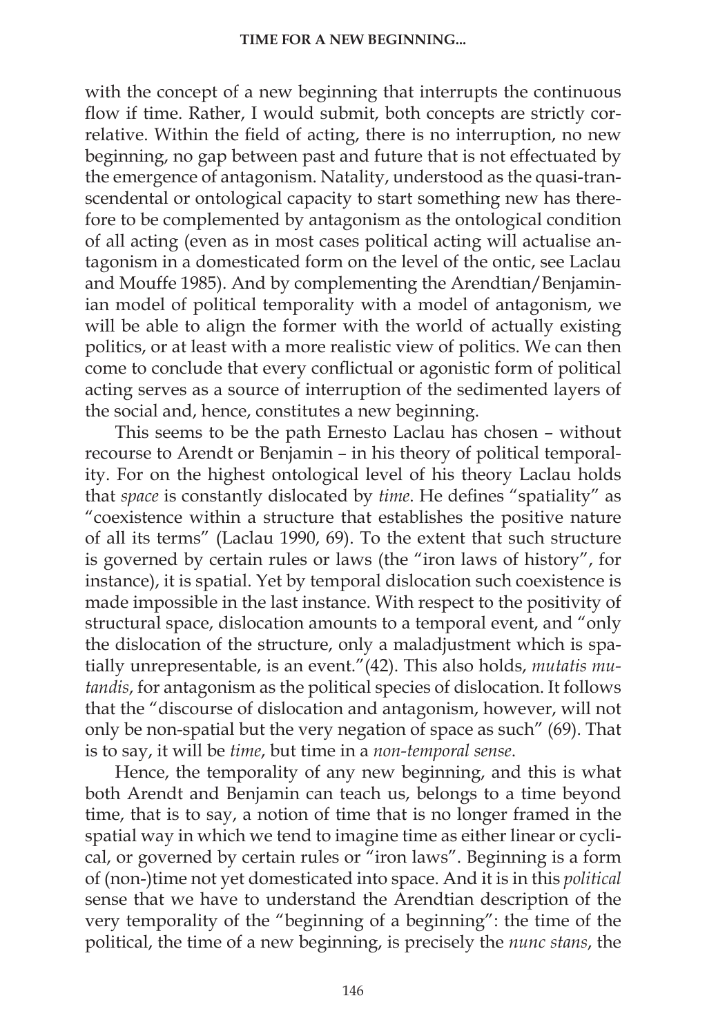with the concept of a new beginning that interrupts the continuous flow if time. Rather, I would submit, both concepts are strictly correlative. Within the field of acting, there is no interruption, no new beginning, no gap between past and future that is not effectuated by the emergence of antagonism. Natality, understood as the quasi-transcendental or ontological capacity to start something new has therefore to be complemented by antagonism as the ontological condition of all acting (even as in most cases political acting will actualise antagonism in a domesticated form on the level of the ontic, see Laclau and Mouffe 1985). And by complementing the Arendtian/Benjaminian model of political temporality with a model of antagonism, we will be able to align the former with the world of actually existing politics, or at least with a more realistic view of politics. We can then come to conclude that every conflictual or agonistic form of political acting serves as a source of interruption of the sedimented layers of the social and, hence, constitutes a new beginning.

This seems to be the path Ernesto Laclau has chosen – without recourse to Arendt or Benjamin – in his theory of political temporality. For on the highest ontological level of his theory Laclau holds that *space* is constantly dislocated by *time*. He defines "spatiality" as "coexistence within a structure that establishes the positive nature of all its terms" (Laclau 1990, 69). To the extent that such structure is governed by certain rules or laws (the "iron laws of history", for instance), it is spatial. Yet by temporal dislocation such coexistence is made impossible in the last instance. With respect to the positivity of structural space, dislocation amounts to a temporal event, and "only the dislocation of the structure, only a maladjustment which is spatially unrepresentable, is an event."(42). This also holds, *mutatis mutandis*, for antagonism as the political species of dislocation. It follows that the "discourse of dislocation and antagonism, however, will not only be non-spatial but the very negation of space as such" (69). That is to say, it will be *time*, but time in a *non-temporal sense*.

Hence, the temporality of any new beginning, and this is what both Arendt and Benjamin can teach us, belongs to a time beyond time, that is to say, a notion of time that is no longer framed in the spatial way in which we tend to imagine time as either linear or cyclical, or governed by certain rules or "iron laws". Beginning is a form of (non-)time not yet domesticated into space. And it is in this *political* sense that we have to understand the Arendtian description of the very temporality of the "beginning of a beginning": the time of the political, the time of a new beginning, is precisely the *nunc stans*, the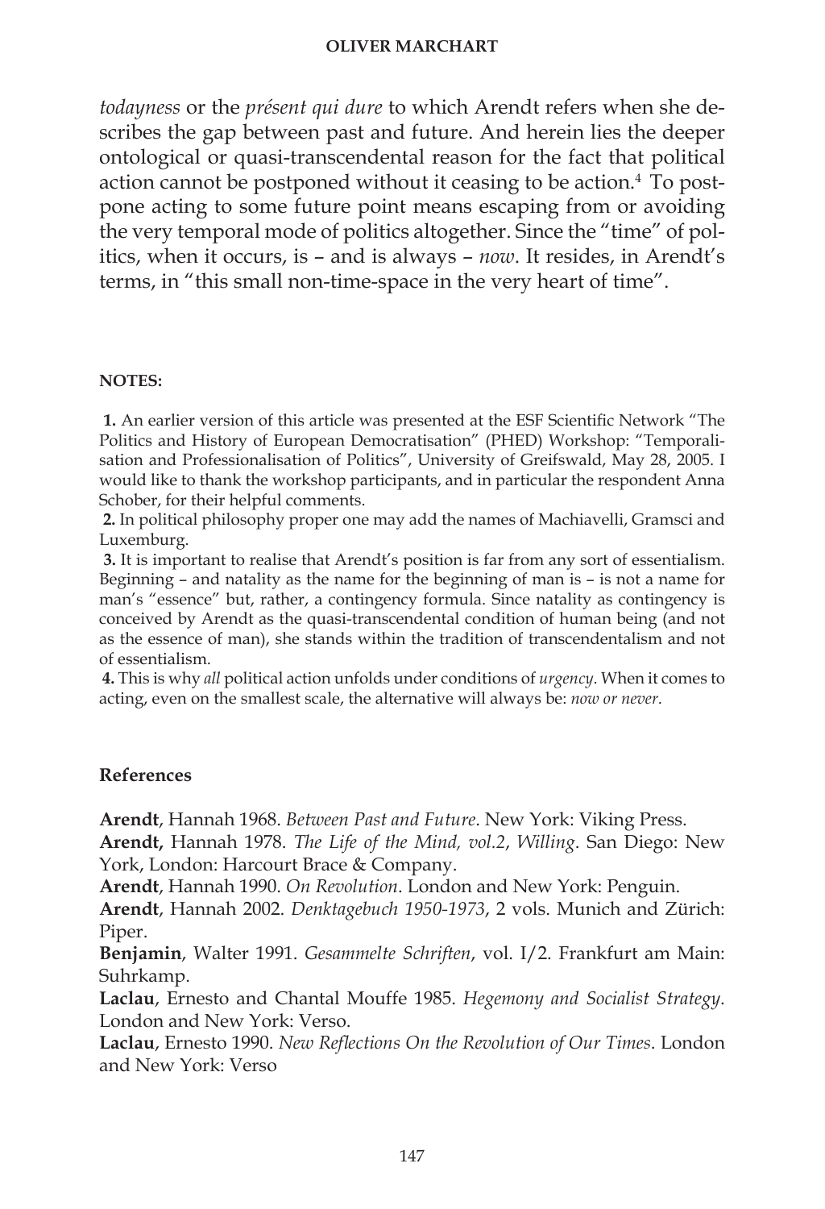*todayness* or the *présent qui dure* to which Arendt refers when she describes the gap between past and future. And herein lies the deeper ontological or quasi-transcendental reason for the fact that political action cannot be postponed without it ceasing to be action.[4] To postpone acting to some future point means escaping from or avoiding the very temporal mode of politics altogether. Since the "time" of politics, when it occurs, is – and is always – *now*. It resides, in Arendt's terms, in "this small non-time-space in the very heart of time".

**NOTES:**

**1.** An earlier version of this article was presented at the ESF Scientific Network "The Politics and History of European Democratisation" (PHED) Workshop: "Temporalisation and Professionalisation of Politics", University of Greifswald, May 28, 2005. I would like to thank the workshop participants, and in particular the respondent Anna Schober, for their helpful comments.

**2.** In political philosophy proper one may add the names of Machiavelli, Gramsci and Luxemburg.

**3.** It is important to realise that Arendt's position is far from any sort of essentialism. Beginning – and natality as the name for the beginning of man is – is not a name for man's "essence" but, rather, a contingency formula. Since natality as contingency is conceived by Arendt as the quasi-transcendental condition of human being (and not as the essence of man), she stands within the tradition of transcendentalism and not of essentialism.

**4.** This is why *all* political action unfolds under conditions of *urgency*. When it comes to acting, even on the smallest scale, the alternative will always be: *now or never*.

## References

**Arendt**, Hannah 1968. *Between Past and Future*. New York: Viking Press.

**Arendt,** Hannah 1978. *The Life of the Mind, vol.2*, *Willing*. San Diego: New York, London: Harcourt Brace & Company.

**Arendt**, Hannah 1990. *On Revolution*. London and New York: Penguin.

**Arendt**, Hannah 2002. *Denktagebuch 1950-1973*, 2 vols. Munich and Zürich: Piper.

**Benjamin**, Walter 1991. *Gesammelte Schriften*, vol. I/2. Frankfurt am Main: Suhrkamp.

**Laclau**, Ernesto and Chantal Mouffe 1985. *Hegemony and Socialist Strategy*. London and New York: Verso.

**Laclau**, Ernesto 1990. *New Reflections On the Revolution of Our Times*. London and New York: Verso